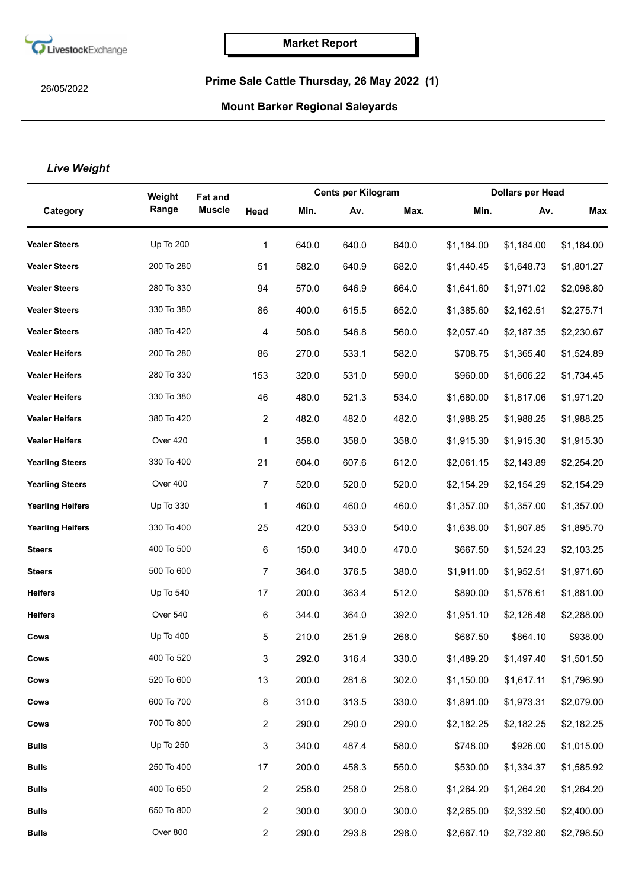LivestockExchange

**Market Report**

26/05/2022

**Prime Sale Cattle Thursday, 26 May 2022 (1)**

**Mount Barker Regional Saleyards**

## *Live Weight*

| Category | Weight Range | Fat and Muscle | Head | Cents per Kilogram | | | Dollars per Head | | |
|---|---|---|---|---|---|---|---|---|---|
| | | | | Min. | Av. | Max. | Min. | Av. | Max. |
| **Vealer Steers** | Up To 200 | | 1 | 640.0 | 640.0 | 640.0 | $1,184.00 | $1,184.00 | $1,184.00 |
| **Vealer Steers** | 200 To 280 | | 51 | 582.0 | 640.9 | 682.0 | $1,440.45 | $1,648.73 | $1,801.27 |
| **Vealer Steers** | 280 To 330 | | 94 | 570.0 | 646.9 | 664.0 | $1,641.60 | $1,971.02 | $2,098.80 |
| **Vealer Steers** | 330 To 380 | | 86 | 400.0 | 615.5 | 652.0 | $1,385.60 | $2,162.51 | $2,275.71 |
| **Vealer Steers** | 380 To 420 | | 4 | 508.0 | 546.8 | 560.0 | $2,057.40 | $2,187.35 | $2,230.67 |
| **Vealer Heifers** | 200 To 280 | | 86 | 270.0 | 533.1 | 582.0 | $708.75 | $1,365.40 | $1,524.89 |
| **Vealer Heifers** | 280 To 330 | | 153 | 320.0 | 531.0 | 590.0 | $960.00 | $1,606.22 | $1,734.45 |
| **Vealer Heifers** | 330 To 380 | | 46 | 480.0 | 521.3 | 534.0 | $1,680.00 | $1,817.06 | $1,971.20 |
| **Vealer Heifers** | 380 To 420 | | 2 | 482.0 | 482.0 | 482.0 | $1,988.25 | $1,988.25 | $1,988.25 |
| **Vealer Heifers** | Over 420 | | 1 | 358.0 | 358.0 | 358.0 | $1,915.30 | $1,915.30 | $1,915.30 |
| **Yearling Steers** | 330 To 400 | | 21 | 604.0 | 607.6 | 612.0 | $2,061.15 | $2,143.89 | $2,254.20 |
| **Yearling Steers** | Over 400 | | 7 | 520.0 | 520.0 | 520.0 | $2,154.29 | $2,154.29 | $2,154.29 |
| **Yearling Heifers** | Up To 330 | | 1 | 460.0 | 460.0 | 460.0 | $1,357.00 | $1,357.00 | $1,357.00 |
| **Yearling Heifers** | 330 To 400 | | 25 | 420.0 | 533.0 | 540.0 | $1,638.00 | $1,807.85 | $1,895.70 |
| **Steers** | 400 To 500 | | 6 | 150.0 | 340.0 | 470.0 | $667.50 | $1,524.23 | $2,103.25 |
| **Steers** | 500 To 600 | | 7 | 364.0 | 376.5 | 380.0 | $1,911.00 | $1,952.51 | $1,971.60 |
| **Heifers** | Up To 540 | | 17 | 200.0 | 363.4 | 512.0 | $890.00 | $1,576.61 | $1,881.00 |
| **Heifers** | Over 540 | | 6 | 344.0 | 364.0 | 392.0 | $1,951.10 | $2,126.48 | $2,288.00 |
| **Cows** | Up To 400 | | 5 | 210.0 | 251.9 | 268.0 | $687.50 | $864.10 | $938.00 |
| **Cows** | 400 To 520 | | 3 | 292.0 | 316.4 | 330.0 | $1,489.20 | $1,497.40 | $1,501.50 |
| **Cows** | 520 To 600 | | 13 | 200.0 | 281.6 | 302.0 | $1,150.00 | $1,617.11 | $1,796.90 |
| **Cows** | 600 To 700 | | 8 | 310.0 | 313.5 | 330.0 | $1,891.00 | $1,973.31 | $2,079.00 |
| **Cows** | 700 To 800 | | 2 | 290.0 | 290.0 | 290.0 | $2,182.25 | $2,182.25 | $2,182.25 |
| **Bulls** | Up To 250 | | 3 | 340.0 | 487.4 | 580.0 | $748.00 | $926.00 | $1,015.00 |
| **Bulls** | 250 To 400 | | 17 | 200.0 | 458.3 | 550.0 | $530.00 | $1,334.37 | $1,585.92 |
| **Bulls** | 400 To 650 | | 2 | 258.0 | 258.0 | 258.0 | $1,264.20 | $1,264.20 | $1,264.20 |
| **Bulls** | 650 To 800 | | 2 | 300.0 | 300.0 | 300.0 | $2,265.00 | $2,332.50 | $2,400.00 |
| **Bulls** | Over 800 | | 2 | 290.0 | 293.8 | 298.0 | $2,667.10 | $2,732.80 | $2,798.50 |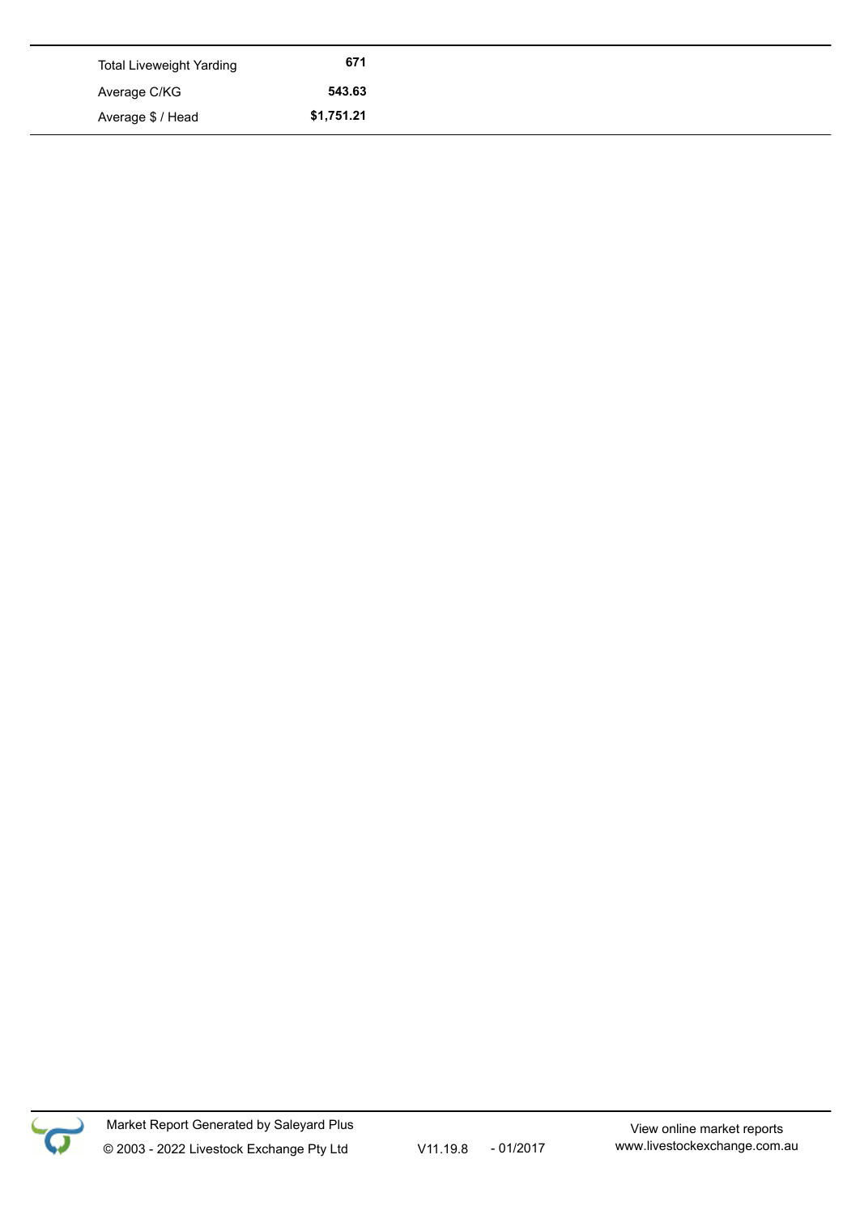| | |
|---|---|
| Total Liveweight Yarding | 671 |
| Average C/KG | 543.63 |
| Average $ / Head | $1,751.21 |